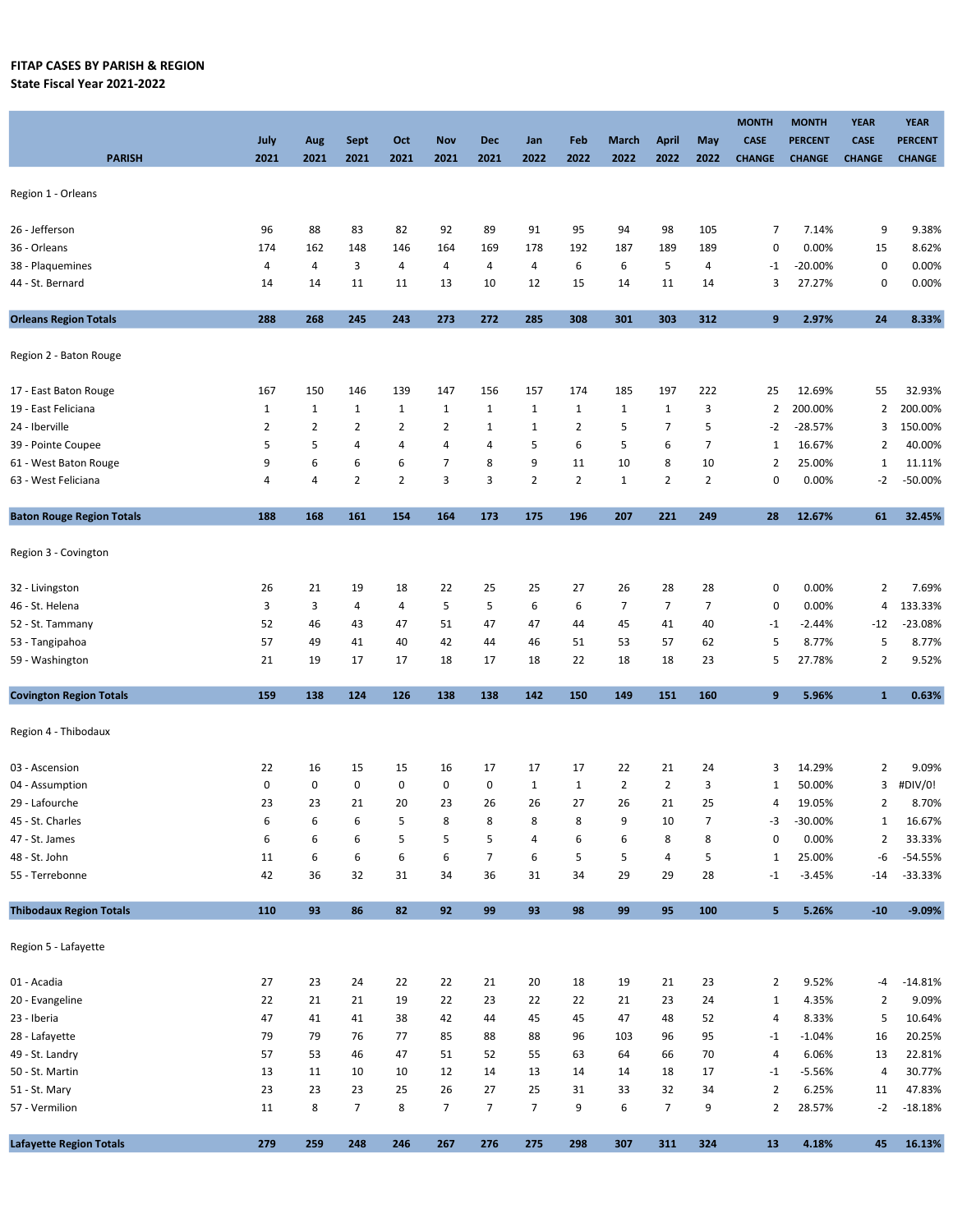**FITAP CASES BY PARISH & REGION**
**State Fiscal Year 2021-2022**

| PARISH | July 2021 | Aug 2021 | Sept 2021 | Oct 2021 | Nov 2021 | Dec 2021 | Jan 2022 | Feb 2022 | March 2022 | April 2022 | May 2022 | MONTH CASE CHANGE | MONTH PERCENT CHANGE | YEAR CASE CHANGE | YEAR PERCENT CHANGE |
|---|---|---|---|---|---|---|---|---|---|---|---|---|---|---|---|
| Region 1 - Orleans | | | | | | | | | | | | | | | |
| 26 - Jefferson | 96 | 88 | 83 | 82 | 92 | 89 | 91 | 95 | 94 | 98 | 105 | 7 | 7.14% | 9 | 9.38% |
| 36 - Orleans | 174 | 162 | 148 | 146 | 164 | 169 | 178 | 192 | 187 | 189 | 189 | 0 | 0.00% | 15 | 8.62% |
| 38 - Plaquemines | 4 | 4 | 3 | 4 | 4 | 4 | 4 | 6 | 6 | 5 | 4 | -1 | -20.00% | 0 | 0.00% |
| 44 - St. Bernard | 14 | 14 | 11 | 11 | 13 | 10 | 12 | 15 | 14 | 11 | 14 | 3 | 27.27% | 0 | 0.00% |
| **Orleans Region Totals** | **288** | **268** | **245** | **243** | **273** | **272** | **285** | **308** | **301** | **303** | **312** | **9** | **2.97%** | **24** | **8.33%** |
| Region 2 - Baton Rouge | | | | | | | | | | | | | | | |
| 17 - East Baton Rouge | 167 | 150 | 146 | 139 | 147 | 156 | 157 | 174 | 185 | 197 | 222 | 25 | 12.69% | 55 | 32.93% |
| 19 - East Feliciana | 1 | 1 | 1 | 1 | 1 | 1 | 1 | 1 | 1 | 1 | 3 | 2 | 200.00% | 2 | 200.00% |
| 24 - Iberville | 2 | 2 | 2 | 2 | 2 | 1 | 1 | 2 | 5 | 7 | 5 | -2 | -28.57% | 3 | 150.00% |
| 39 - Pointe Coupee | 5 | 5 | 4 | 4 | 4 | 4 | 5 | 6 | 5 | 6 | 7 | 1 | 16.67% | 2 | 40.00% |
| 61 - West Baton Rouge | 9 | 6 | 6 | 6 | 7 | 8 | 9 | 11 | 10 | 8 | 10 | 2 | 25.00% | 1 | 11.11% |
| 63 - West Feliciana | 4 | 4 | 2 | 2 | 3 | 3 | 2 | 2 | 1 | 2 | 2 | 0 | 0.00% | -2 | -50.00% |
| **Baton Rouge Region Totals** | **188** | **168** | **161** | **154** | **164** | **173** | **175** | **196** | **207** | **221** | **249** | **28** | **12.67%** | **61** | **32.45%** |
| Region 3 - Covington | | | | | | | | | | | | | | | |
| 32 - Livingston | 26 | 21 | 19 | 18 | 22 | 25 | 25 | 27 | 26 | 28 | 28 | 0 | 0.00% | 2 | 7.69% |
| 46 - St. Helena | 3 | 3 | 4 | 4 | 5 | 5 | 6 | 6 | 7 | 7 | 7 | 0 | 0.00% | 4 | 133.33% |
| 52 - St. Tammany | 52 | 46 | 43 | 47 | 51 | 47 | 47 | 44 | 45 | 41 | 40 | -1 | -2.44% | -12 | -23.08% |
| 53 - Tangipahoa | 57 | 49 | 41 | 40 | 42 | 44 | 46 | 51 | 53 | 57 | 62 | 5 | 8.77% | 5 | 8.77% |
| 59 - Washington | 21 | 19 | 17 | 17 | 18 | 17 | 18 | 22 | 18 | 18 | 23 | 5 | 27.78% | 2 | 9.52% |
| **Covington Region Totals** | **159** | **138** | **124** | **126** | **138** | **138** | **142** | **150** | **149** | **151** | **160** | **9** | **5.96%** | **1** | **0.63%** |
| Region 4 - Thibodaux | | | | | | | | | | | | | | | |
| 03 - Ascension | 22 | 16 | 15 | 15 | 16 | 17 | 17 | 17 | 22 | 21 | 24 | 3 | 14.29% | 2 | 9.09% |
| 04 - Assumption | 0 | 0 | 0 | 0 | 0 | 0 | 1 | 1 | 2 | 2 | 3 | 1 | 50.00% | 3 | #DIV/0! |
| 29 - Lafourche | 23 | 23 | 21 | 20 | 23 | 26 | 26 | 27 | 26 | 21 | 25 | 4 | 19.05% | 2 | 8.70% |
| 45 - St. Charles | 6 | 6 | 6 | 5 | 8 | 8 | 8 | 8 | 9 | 10 | 7 | -3 | -30.00% | 1 | 16.67% |
| 47 - St. James | 6 | 6 | 6 | 5 | 5 | 5 | 4 | 6 | 6 | 8 | 8 | 0 | 0.00% | 2 | 33.33% |
| 48 - St. John | 11 | 6 | 6 | 6 | 6 | 7 | 6 | 5 | 5 | 4 | 5 | 1 | 25.00% | -6 | -54.55% |
| 55 - Terrebonne | 42 | 36 | 32 | 31 | 34 | 36 | 31 | 34 | 29 | 29 | 28 | -1 | -3.45% | -14 | -33.33% |
| **Thibodaux Region Totals** | **110** | **93** | **86** | **82** | **92** | **99** | **93** | **98** | **99** | **95** | **100** | **5** | **5.26%** | **-10** | **-9.09%** |
| Region 5 - Lafayette | | | | | | | | | | | | | | | |
| 01 - Acadia | 27 | 23 | 24 | 22 | 22 | 21 | 20 | 18 | 19 | 21 | 23 | 2 | 9.52% | -4 | -14.81% |
| 20 - Evangeline | 22 | 21 | 21 | 19 | 22 | 23 | 22 | 22 | 21 | 23 | 24 | 1 | 4.35% | 2 | 9.09% |
| 23 - Iberia | 47 | 41 | 41 | 38 | 42 | 44 | 45 | 45 | 47 | 48 | 52 | 4 | 8.33% | 5 | 10.64% |
| 28 - Lafayette | 79 | 79 | 76 | 77 | 85 | 88 | 88 | 96 | 103 | 96 | 95 | -1 | -1.04% | 16 | 20.25% |
| 49 - St. Landry | 57 | 53 | 46 | 47 | 51 | 52 | 55 | 63 | 64 | 66 | 70 | 4 | 6.06% | 13 | 22.81% |
| 50 - St. Martin | 13 | 11 | 10 | 10 | 12 | 14 | 13 | 14 | 14 | 18 | 17 | -1 | -5.56% | 4 | 30.77% |
| 51 - St. Mary | 23 | 23 | 23 | 25 | 26 | 27 | 25 | 31 | 33 | 32 | 34 | 2 | 6.25% | 11 | 47.83% |
| 57 - Vermilion | 11 | 8 | 7 | 8 | 7 | 7 | 7 | 9 | 6 | 7 | 9 | 2 | 28.57% | -2 | -18.18% |
| **Lafayette Region Totals** | **279** | **259** | **248** | **246** | **267** | **276** | **275** | **298** | **307** | **311** | **324** | **13** | **4.18%** | **45** | **16.13%** |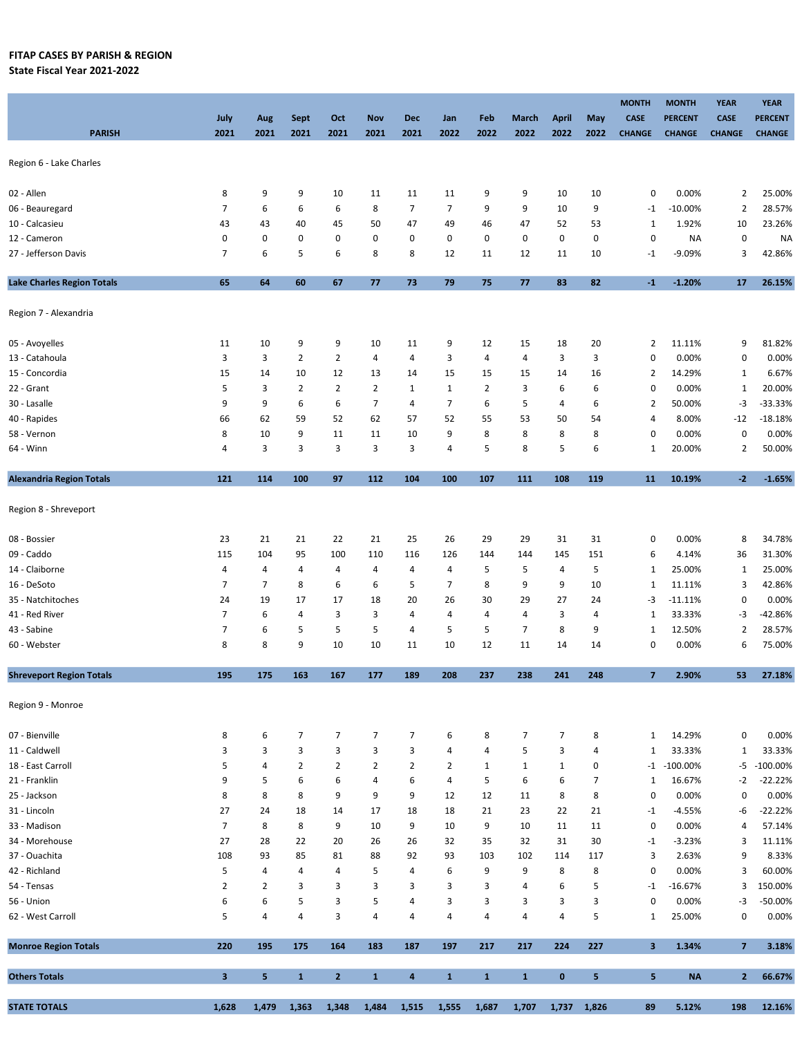**FITAP CASES BY PARISH & REGION**
**State Fiscal Year 2021-2022**

| PARISH | July 2021 | Aug 2021 | Sept 2021 | Oct 2021 | Nov 2021 | Dec 2021 | Jan 2022 | Feb 2022 | March 2022 | April 2022 | May 2022 | MONTH CASE CHANGE | MONTH PERCENT CHANGE | YEAR CASE CHANGE | YEAR PERCENT CHANGE |
|---|---|---|---|---|---|---|---|---|---|---|---|---|---|---|---|
| Region 6 - Lake Charles | | | | | | | | | | | | | | | |
| 02 - Allen | 8 | 9 | 9 | 10 | 11 | 11 | 11 | 9 | 9 | 10 | 10 | 0 | 0.00% | 2 | 25.00% |
| 06 - Beauregard | 7 | 6 | 6 | 6 | 8 | 7 | 7 | 9 | 9 | 10 | 9 | -1 | -10.00% | 2 | 28.57% |
| 10 - Calcasieu | 43 | 43 | 40 | 45 | 50 | 47 | 49 | 46 | 47 | 52 | 53 | 1 | 1.92% | 10 | 23.26% |
| 12 - Cameron | 0 | 0 | 0 | 0 | 0 | 0 | 0 | 0 | 0 | 0 | 0 | 0 | NA | 0 | NA |
| 27 - Jefferson Davis | 7 | 6 | 5 | 6 | 8 | 8 | 12 | 11 | 12 | 11 | 10 | -1 | -9.09% | 3 | 42.86% |
| **Lake Charles Region Totals** | **65** | **64** | **60** | **67** | **77** | **73** | **79** | **75** | **77** | **83** | **82** | **-1** | **-1.20%** | **17** | **26.15%** |
| Region 7 - Alexandria | | | | | | | | | | | | | | | |
| 05 - Avoyelles | 11 | 10 | 9 | 9 | 10 | 11 | 9 | 12 | 15 | 18 | 20 | 2 | 11.11% | 9 | 81.82% |
| 13 - Catahoula | 3 | 3 | 2 | 2 | 4 | 4 | 3 | 4 | 4 | 3 | 3 | 0 | 0.00% | 0 | 0.00% |
| 15 - Concordia | 15 | 14 | 10 | 12 | 13 | 14 | 15 | 15 | 15 | 14 | 16 | 2 | 14.29% | 1 | 6.67% |
| 22 - Grant | 5 | 3 | 2 | 2 | 2 | 1 | 1 | 2 | 3 | 6 | 6 | 0 | 0.00% | 1 | 20.00% |
| 30 - Lasalle | 9 | 9 | 6 | 6 | 7 | 4 | 7 | 6 | 5 | 4 | 6 | 2 | 50.00% | -3 | -33.33% |
| 40 - Rapides | 66 | 62 | 59 | 52 | 62 | 57 | 52 | 55 | 53 | 50 | 54 | 4 | 8.00% | -12 | -18.18% |
| 58 - Vernon | 8 | 10 | 9 | 11 | 11 | 10 | 9 | 8 | 8 | 8 | 8 | 0 | 0.00% | 0 | 0.00% |
| 64 - Winn | 4 | 3 | 3 | 3 | 3 | 3 | 4 | 5 | 8 | 5 | 6 | 1 | 20.00% | 2 | 50.00% |
| **Alexandria Region Totals** | **121** | **114** | **100** | **97** | **112** | **104** | **100** | **107** | **111** | **108** | **119** | **11** | **10.19%** | **-2** | **-1.65%** |
| Region 8 - Shreveport | | | | | | | | | | | | | | | |
| 08 - Bossier | 23 | 21 | 21 | 22 | 21 | 25 | 26 | 29 | 29 | 31 | 31 | 0 | 0.00% | 8 | 34.78% |
| 09 - Caddo | 115 | 104 | 95 | 100 | 110 | 116 | 126 | 144 | 144 | 145 | 151 | 6 | 4.14% | 36 | 31.30% |
| 14 - Claiborne | 4 | 4 | 4 | 4 | 4 | 4 | 4 | 5 | 5 | 4 | 5 | 1 | 25.00% | 1 | 25.00% |
| 16 - DeSoto | 7 | 7 | 8 | 6 | 6 | 5 | 7 | 8 | 9 | 9 | 10 | 1 | 11.11% | 3 | 42.86% |
| 35 - Natchitoches | 24 | 19 | 17 | 17 | 18 | 20 | 26 | 30 | 29 | 27 | 24 | -3 | -11.11% | 0 | 0.00% |
| 41 - Red River | 7 | 6 | 4 | 3 | 3 | 4 | 4 | 4 | 4 | 3 | 4 | 1 | 33.33% | -3 | -42.86% |
| 43 - Sabine | 7 | 6 | 5 | 5 | 5 | 4 | 5 | 5 | 7 | 8 | 9 | 1 | 12.50% | 2 | 28.57% |
| 60 - Webster | 8 | 8 | 9 | 10 | 10 | 11 | 10 | 12 | 11 | 14 | 14 | 0 | 0.00% | 6 | 75.00% |
| **Shreveport Region Totals** | **195** | **175** | **163** | **167** | **177** | **189** | **208** | **237** | **238** | **241** | **248** | **7** | **2.90%** | **53** | **27.18%** |
| Region 9 - Monroe | | | | | | | | | | | | | | | |
| 07 - Bienville | 8 | 6 | 7 | 7 | 7 | 7 | 6 | 8 | 7 | 7 | 8 | 1 | 14.29% | 0 | 0.00% |
| 11 - Caldwell | 3 | 3 | 3 | 3 | 3 | 3 | 4 | 4 | 5 | 3 | 4 | 1 | 33.33% | 1 | 33.33% |
| 18 - East Carroll | 5 | 4 | 2 | 2 | 2 | 2 | 2 | 1 | 1 | 1 | 0 | -1 | -100.00% | -5 | -100.00% |
| 21 - Franklin | 9 | 5 | 6 | 6 | 4 | 6 | 4 | 5 | 6 | 6 | 7 | 1 | 16.67% | -2 | -22.22% |
| 25 - Jackson | 8 | 8 | 8 | 9 | 9 | 9 | 12 | 12 | 11 | 8 | 8 | 0 | 0.00% | 0 | 0.00% |
| 31 - Lincoln | 27 | 24 | 18 | 14 | 17 | 18 | 18 | 21 | 23 | 22 | 21 | -1 | -4.55% | -6 | -22.22% |
| 33 - Madison | 7 | 8 | 8 | 9 | 10 | 9 | 10 | 9 | 10 | 11 | 11 | 0 | 0.00% | 4 | 57.14% |
| 34 - Morehouse | 27 | 28 | 22 | 20 | 26 | 26 | 32 | 35 | 32 | 31 | 30 | -1 | -3.23% | 3 | 11.11% |
| 37 - Ouachita | 108 | 93 | 85 | 81 | 88 | 92 | 93 | 103 | 102 | 114 | 117 | 3 | 2.63% | 9 | 8.33% |
| 42 - Richland | 5 | 4 | 4 | 4 | 5 | 4 | 6 | 9 | 9 | 8 | 8 | 0 | 0.00% | 3 | 60.00% |
| 54 - Tensas | 2 | 2 | 3 | 3 | 3 | 3 | 3 | 3 | 4 | 6 | 5 | -1 | -16.67% | 3 | 150.00% |
| 56 - Union | 6 | 6 | 5 | 3 | 5 | 4 | 3 | 3 | 3 | 3 | 3 | 0 | 0.00% | -3 | -50.00% |
| 62 - West Carroll | 5 | 4 | 4 | 3 | 4 | 4 | 4 | 4 | 4 | 4 | 5 | 1 | 25.00% | 0 | 0.00% |
| **Monroe Region Totals** | **220** | **195** | **175** | **164** | **183** | **187** | **197** | **217** | **217** | **224** | **227** | **3** | **1.34%** | **7** | **3.18%** |
| **Others Totals** | **3** | **5** | **1** | **2** | **1** | **4** | **1** | **1** | **1** | **0** | **5** | **5** | **NA** | **2** | **66.67%** |
| **STATE TOTALS** | **1,628** | **1,479** | **1,363** | **1,348** | **1,484** | **1,515** | **1,555** | **1,687** | **1,707** | **1,737** | **1,826** | **89** | **5.12%** | **198** | **12.16%** |